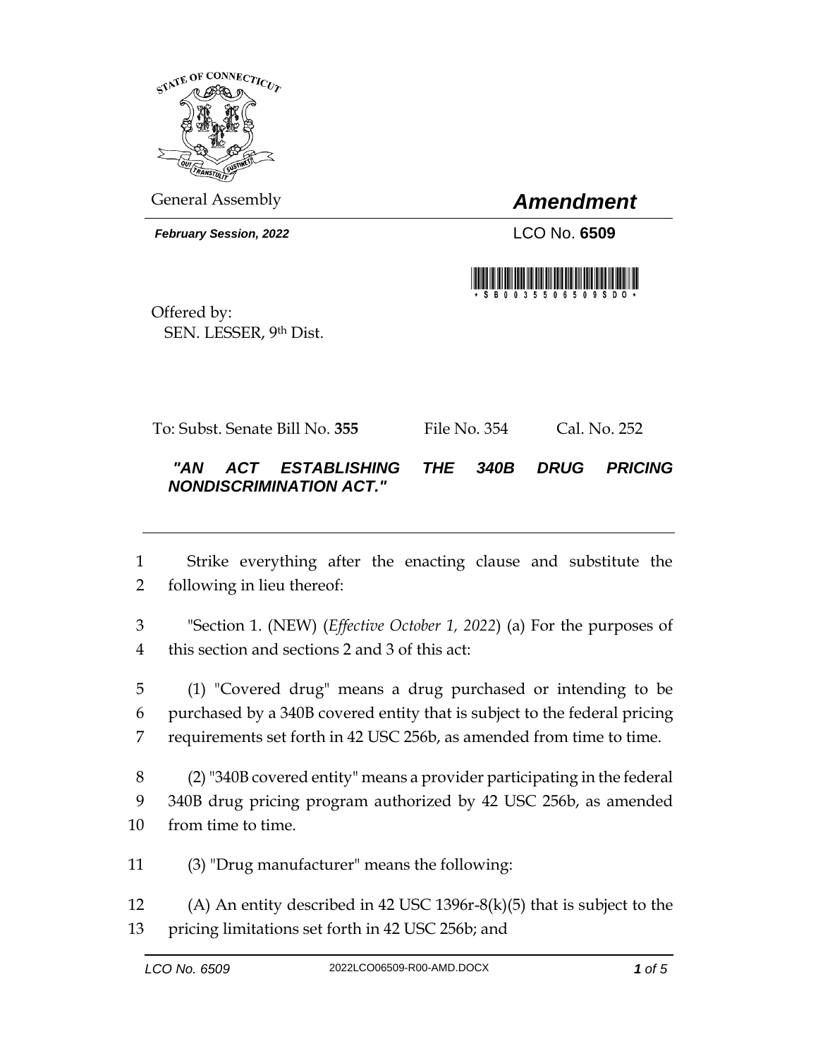General Assembly

# *Amendment*

***February Session, 2022***

LCO No. **6509**

Offered by:
SEN. LESSER, 9th Dist.

To: Subst. Senate Bill No. **355** File No. 354 Cal. No. 252

***"AN ACT ESTABLISHING THE 340B DRUG PRICING NONDISCRIMINATION ACT."***

---

1 Strike everything after the enacting clause and substitute the
2 following in lieu thereof:

3 "Section 1. (NEW) (*Effective October 1, 2022*) (a) For the purposes of
4 this section and sections 2 and 3 of this act:

5 (1) "Covered drug" means a drug purchased or intending to be
6 purchased by a 340B covered entity that is subject to the federal pricing
7 requirements set forth in 42 USC 256b, as amended from time to time.

8 (2) "340B covered entity" means a provider participating in the federal
9 340B drug pricing program authorized by 42 USC 256b, as amended
10 from time to time.

11 (3) "Drug manufacturer" means the following:

12 (A) An entity described in 42 USC 1396r-8(k)(5) that is subject to the
13 pricing limitations set forth in 42 USC 256b; and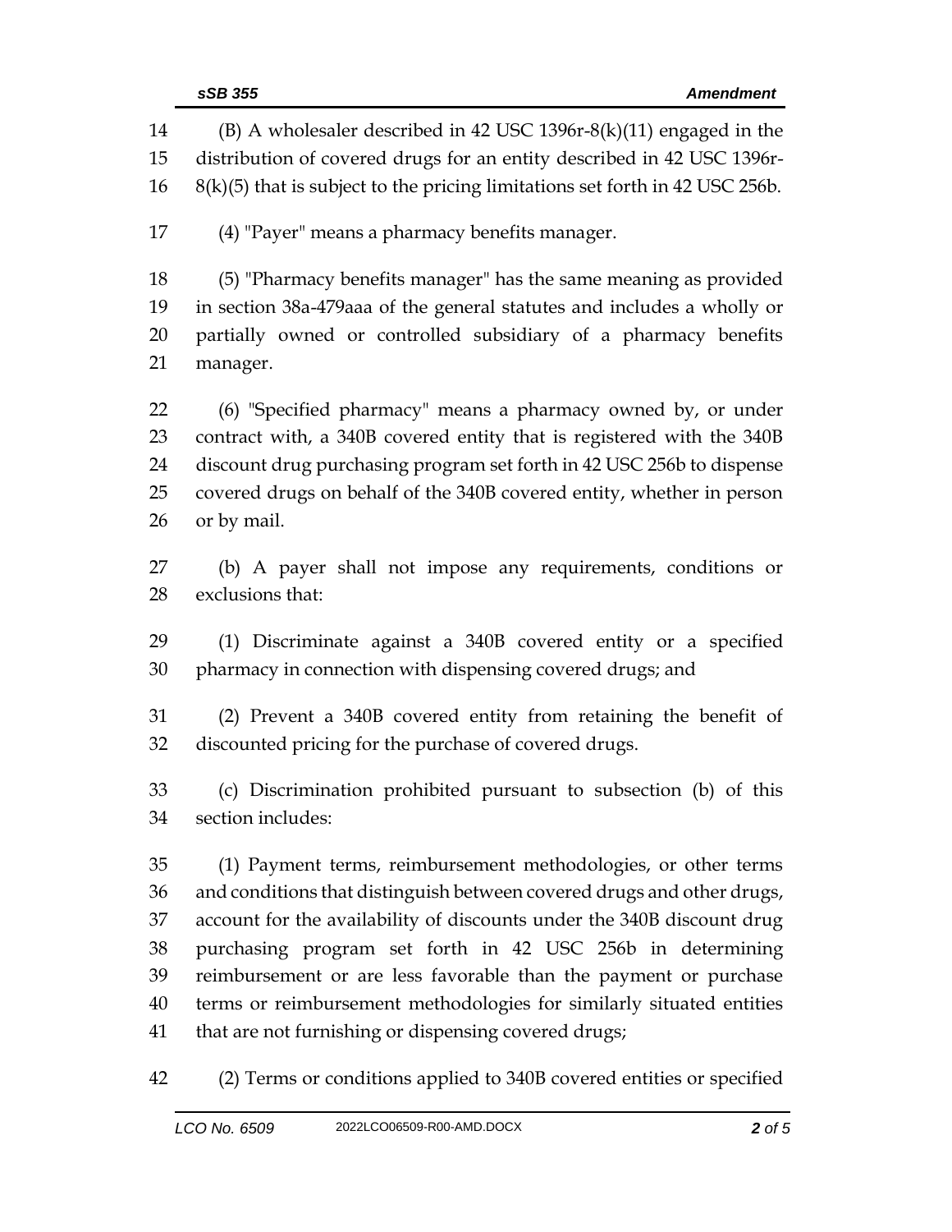(B) A wholesaler described in 42 USC 1396r-8(k)(11) engaged in the distribution of covered drugs for an entity described in 42 USC 1396r-8(k)(5) that is subject to the pricing limitations set forth in 42 USC 256b.

(4) "Payer" means a pharmacy benefits manager.

(5) "Pharmacy benefits manager" has the same meaning as provided in section 38a-479aaa of the general statutes and includes a wholly or partially owned or controlled subsidiary of a pharmacy benefits manager.

(6) "Specified pharmacy" means a pharmacy owned by, or under contract with, a 340B covered entity that is registered with the 340B discount drug purchasing program set forth in 42 USC 256b to dispense covered drugs on behalf of the 340B covered entity, whether in person or by mail.

(b) A payer shall not impose any requirements, conditions or exclusions that:

(1) Discriminate against a 340B covered entity or a specified pharmacy in connection with dispensing covered drugs; and

(2) Prevent a 340B covered entity from retaining the benefit of discounted pricing for the purchase of covered drugs.

(c) Discrimination prohibited pursuant to subsection (b) of this section includes:

(1) Payment terms, reimbursement methodologies, or other terms and conditions that distinguish between covered drugs and other drugs, account for the availability of discounts under the 340B discount drug purchasing program set forth in 42 USC 256b in determining reimbursement or are less favorable than the payment or purchase terms or reimbursement methodologies for similarly situated entities that are not furnishing or dispensing covered drugs;

(2) Terms or conditions applied to 340B covered entities or specified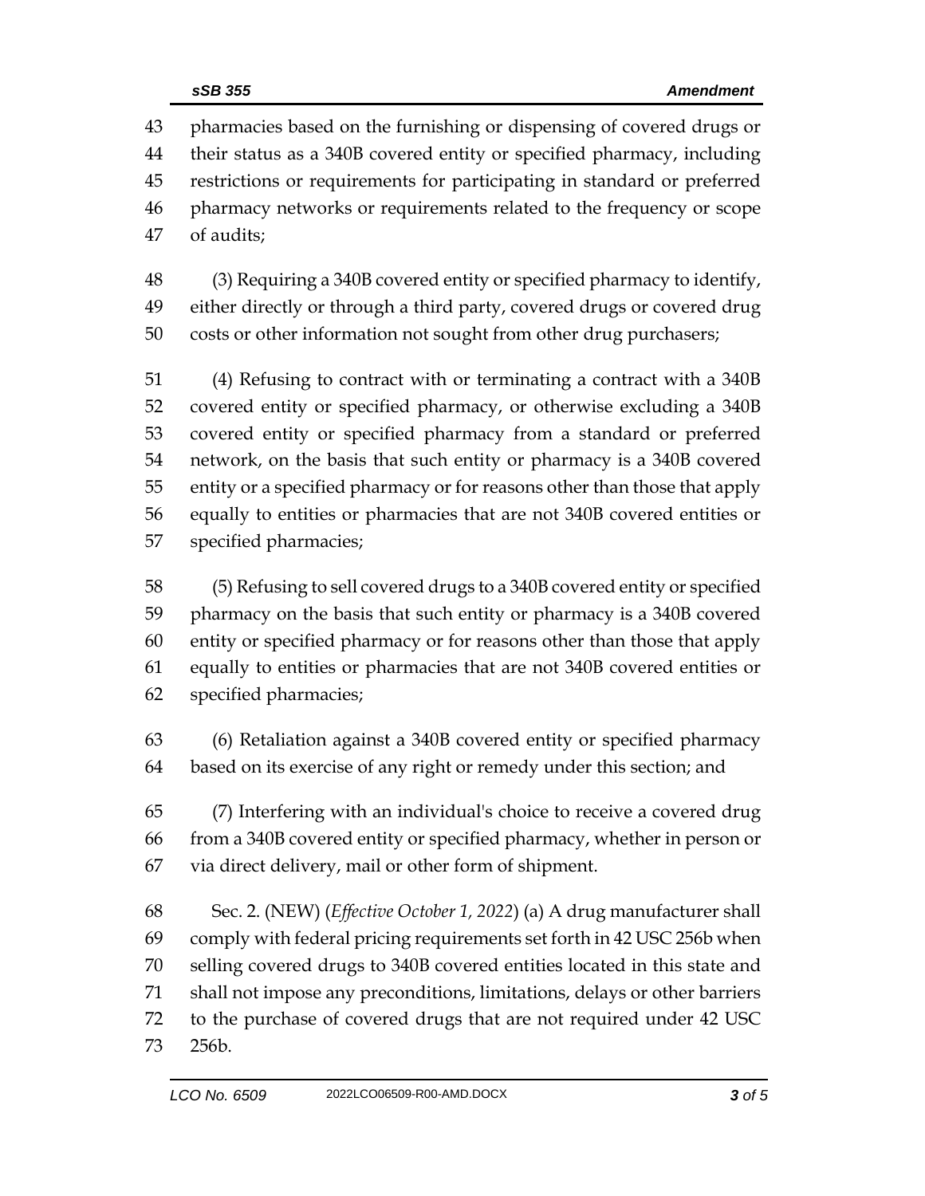pharmacies based on the furnishing or dispensing of covered drugs or their status as a 340B covered entity or specified pharmacy, including restrictions or requirements for participating in standard or preferred pharmacy networks or requirements related to the frequency or scope of audits;

(3) Requiring a 340B covered entity or specified pharmacy to identify, either directly or through a third party, covered drugs or covered drug costs or other information not sought from other drug purchasers;

(4) Refusing to contract with or terminating a contract with a 340B covered entity or specified pharmacy, or otherwise excluding a 340B covered entity or specified pharmacy from a standard or preferred network, on the basis that such entity or pharmacy is a 340B covered entity or a specified pharmacy or for reasons other than those that apply equally to entities or pharmacies that are not 340B covered entities or specified pharmacies;

(5) Refusing to sell covered drugs to a 340B covered entity or specified pharmacy on the basis that such entity or pharmacy is a 340B covered entity or specified pharmacy or for reasons other than those that apply equally to entities or pharmacies that are not 340B covered entities or specified pharmacies;

(6) Retaliation against a 340B covered entity or specified pharmacy based on its exercise of any right or remedy under this section; and

(7) Interfering with an individual's choice to receive a covered drug from a 340B covered entity or specified pharmacy, whether in person or via direct delivery, mail or other form of shipment.

Sec. 2. (NEW) (*Effective October 1, 2022*) (a) A drug manufacturer shall comply with federal pricing requirements set forth in 42 USC 256b when selling covered drugs to 340B covered entities located in this state and shall not impose any preconditions, limitations, delays or other barriers to the purchase of covered drugs that are not required under 42 USC 256b.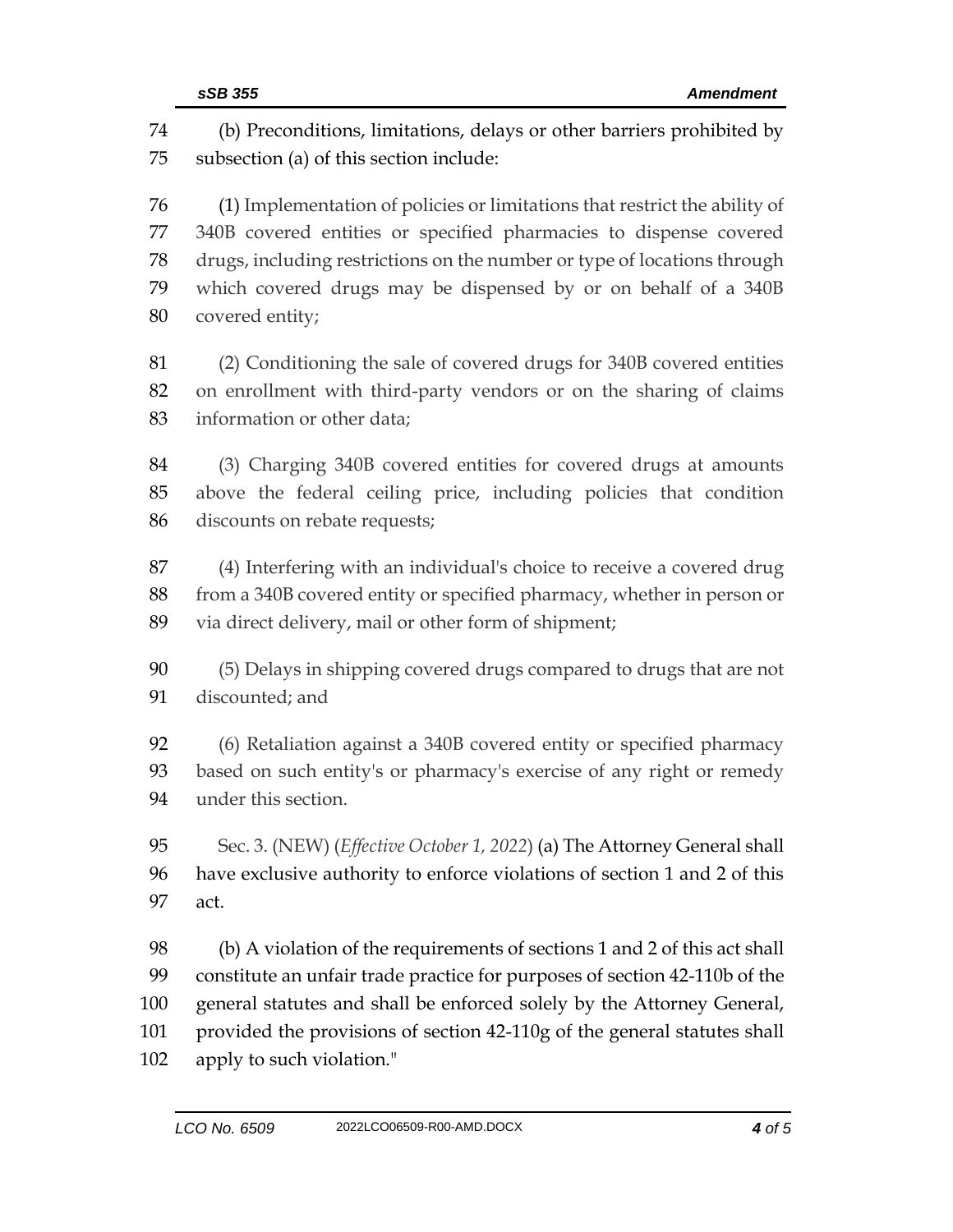(b) Preconditions, limitations, delays or other barriers prohibited by subsection (a) of this section include:

(1) Implementation of policies or limitations that restrict the ability of 340B covered entities or specified pharmacies to dispense covered drugs, including restrictions on the number or type of locations through which covered drugs may be dispensed by or on behalf of a 340B covered entity;

(2) Conditioning the sale of covered drugs for 340B covered entities on enrollment with third-party vendors or on the sharing of claims information or other data;

(3) Charging 340B covered entities for covered drugs at amounts above the federal ceiling price, including policies that condition discounts on rebate requests;

(4) Interfering with an individual's choice to receive a covered drug from a 340B covered entity or specified pharmacy, whether in person or via direct delivery, mail or other form of shipment;

(5) Delays in shipping covered drugs compared to drugs that are not discounted; and

(6) Retaliation against a 340B covered entity or specified pharmacy based on such entity's or pharmacy's exercise of any right or remedy under this section.

Sec. 3. (NEW) (*Effective October 1, 2022*) (a) The Attorney General shall have exclusive authority to enforce violations of section 1 and 2 of this act.

(b) A violation of the requirements of sections 1 and 2 of this act shall constitute an unfair trade practice for purposes of section 42-110b of the general statutes and shall be enforced solely by the Attorney General, provided the provisions of section 42-110g of the general statutes shall apply to such violation."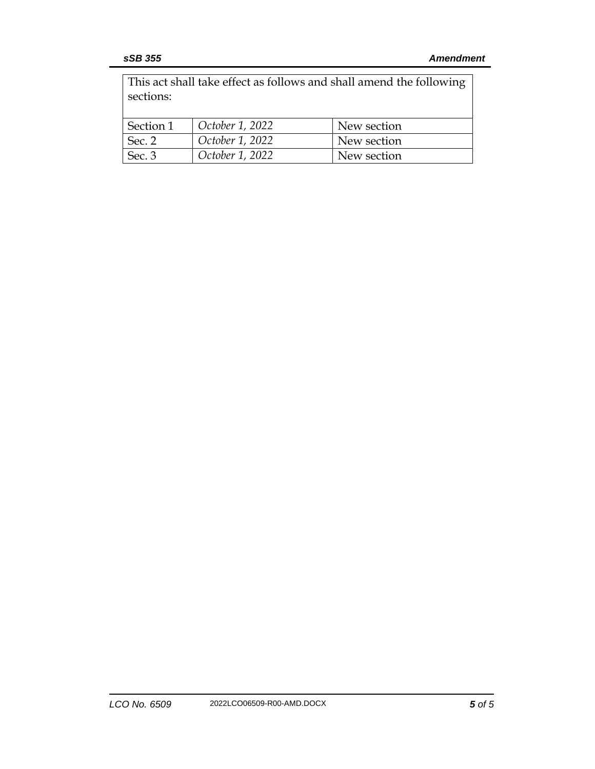This act shall take effect as follows and shall amend the following sections:

| | | |
|---|---|---|
| Section 1 | *October 1, 2022* | New section |
| Sec. 2 | *October 1, 2022* | New section |
| Sec. 3 | *October 1, 2022* | New section |